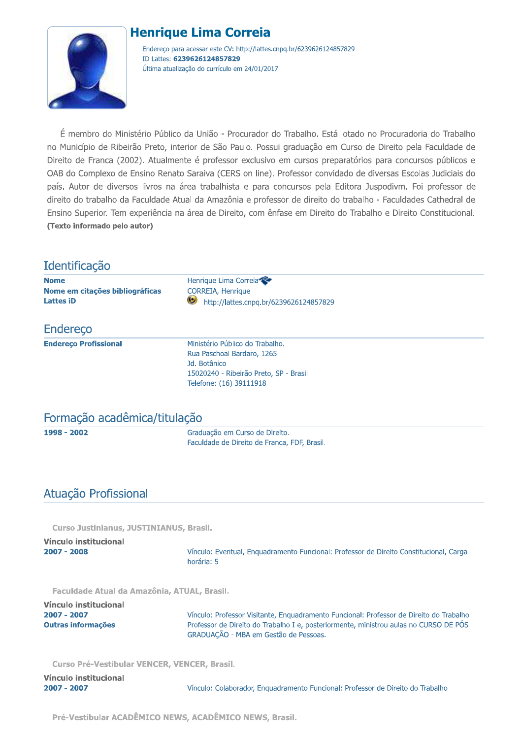# Henrique Lima Correia

Endereço para acessar este CV: http://lattes.cnpq.br/6239626124857829
ID Lattes: **6239626124857829**
Última atualização do currículo em 24/01/2017

É membro do Ministério Público da União - Procurador do Trabalho. Está lotado no Procuradoria do Trabalho no Município de Ribeirão Preto, interior de São Paulo. Possui graduação em Curso de Direito pela Faculdade de Direito de Franca (2002). Atualmente é professor exclusivo em cursos preparatórios para concursos públicos e OAB do Complexo de Ensino Renato Saraiva (CERS on line). Professor convidado de diversas Escolas Judiciais do país. Autor de diversos livros na área trabalhista e para concursos pela Editora Juspodivm. Foi professor de direito do trabalho da Faculdade Atual da Amazônia e professor de direito do trabalho - Faculdades Cathedral de Ensino Superior. Tem experiência na área de Direito, com ênfase em Direito do Trabalho e Direito Constitucional.
**(Texto informado pelo autor)**

## Identificação

| | |
|---|---|
| **Nome** | Henrique Lima Correia |
| **Nome em citações bibliográficas** | CORREIA, Henrique |
| **Lattes iD** | http://lattes.cnpq.br/6239626124857829 |

## Endereço

| | |
|---|---|
| **Endereço Profissional** | Ministério Público do Trabalho.<br>Rua Paschoal Bardaro, 1265<br>Jd. Botânico<br>15020240 - Ribeirão Preto, SP - Brasil<br>Telefone: (16) 39111918 |

## Formação acadêmica/titulação

| | |
|---|---|
| **1998 - 2002** | Graduação em Curso de Direito.<br>Faculdade de Direito de Franca, FDF, Brasil. |

## Atuação Profissional

### Curso Justinianus, JUSTINIANUS, Brasil.

**Vínculo institucional**

| | |
|---|---|
| **2007 - 2008** | Vínculo: Eventual, Enquadramento Funcional: Professor de Direito Constitucional, Carga horária: 5 |

### Faculdade Atual da Amazônia, ATUAL, Brasil.

**Vínculo institucional**

| | |
|---|---|
| **2007 - 2007** | Vínculo: Professor Visitante, Enquadramento Funcional: Professor de Direito do Trabalho |
| **Outras informações** | Professor de Direito do Trabalho I e, posteriormente, ministrou aulas no CURSO DE PÓS GRADUAÇÃO - MBA em Gestão de Pessoas. |

### Curso Pré-Vestibular VENCER, VENCER, Brasil.

**Vínculo institucional**

| | |
|---|---|
| **2007 - 2007** | Vínculo: Colaborador, Enquadramento Funcional: Professor de Direito do Trabalho |

### Pré-Vestibular ACADÊMICO NEWS, ACADÊMICO NEWS, Brasil.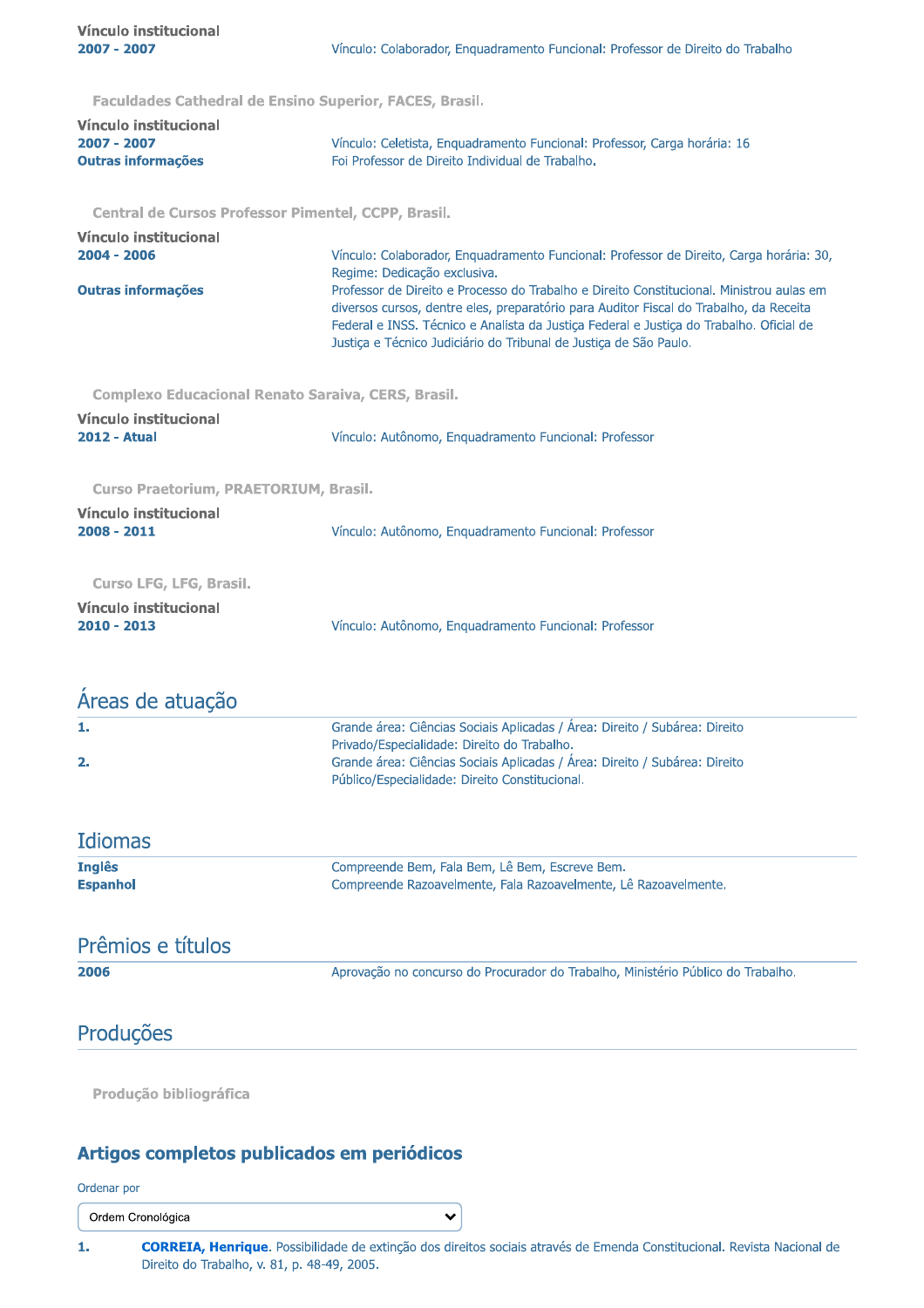**Vínculo institucional**

**2007 - 2007** Vínculo: Colaborador, Enquadramento Funcional: Professor de Direito do Trabalho

### Faculdades Cathedral de Ensino Superior, FACES, Brasil.

**Vínculo institucional**

**2007 - 2007** Vínculo: Celetista, Enquadramento Funcional: Professor, Carga horária: 16

**Outras informações** Foi Professor de Direito Individual de Trabalho.

### Central de Cursos Professor Pimentel, CCPP, Brasil.

**Vínculo institucional**

**2004 - 2006** Vínculo: Colaborador, Enquadramento Funcional: Professor de Direito, Carga horária: 30, Regime: Dedicação exclusiva.

**Outras informações** Professor de Direito e Processo do Trabalho e Direito Constitucional. Ministrou aulas em diversos cursos, dentre eles, preparatório para Auditor Fiscal do Trabalho, da Receita Federal e INSS. Técnico e Analista da Justiça Federal e Justiça do Trabalho. Oficial de Justiça e Técnico Judiciário do Tribunal de Justiça de São Paulo.

### Complexo Educacional Renato Saraiva, CERS, Brasil.

**Vínculo institucional**

**2012 - Atual** Vínculo: Autônomo, Enquadramento Funcional: Professor

### Curso Praetorium, PRAETORIUM, Brasil.

**Vínculo institucional**

**2008 - 2011** Vínculo: Autônomo, Enquadramento Funcional: Professor

### Curso LFG, LFG, Brasil.

**Vínculo institucional**

**2010 - 2013** Vínculo: Autônomo, Enquadramento Funcional: Professor

## Áreas de atuação

1. Grande área: Ciências Sociais Aplicadas / Área: Direito / Subárea: Direito Privado/Especialidade: Direito do Trabalho.
2. Grande área: Ciências Sociais Aplicadas / Área: Direito / Subárea: Direito Público/Especialidade: Direito Constitucional.

## Idiomas

**Inglês** Compreende Bem, Fala Bem, Lê Bem, Escreve Bem.

**Espanhol** Compreende Razoavelmente, Fala Razoavelmente, Lê Razoavelmente.

## Prêmios e títulos

**2006** Aprovação no concurso do Procurador do Trabalho, Ministério Público do Trabalho.

## Produções

### Produção bibliográfica

### Artigos completos publicados em periódicos

Ordenar por

Ordem Cronológica

1. **CORREIA, Henrique.** Possibilidade de extinção dos direitos sociais através de Emenda Constitucional. Revista Nacional de Direito do Trabalho, v. 81, p. 48-49, 2005.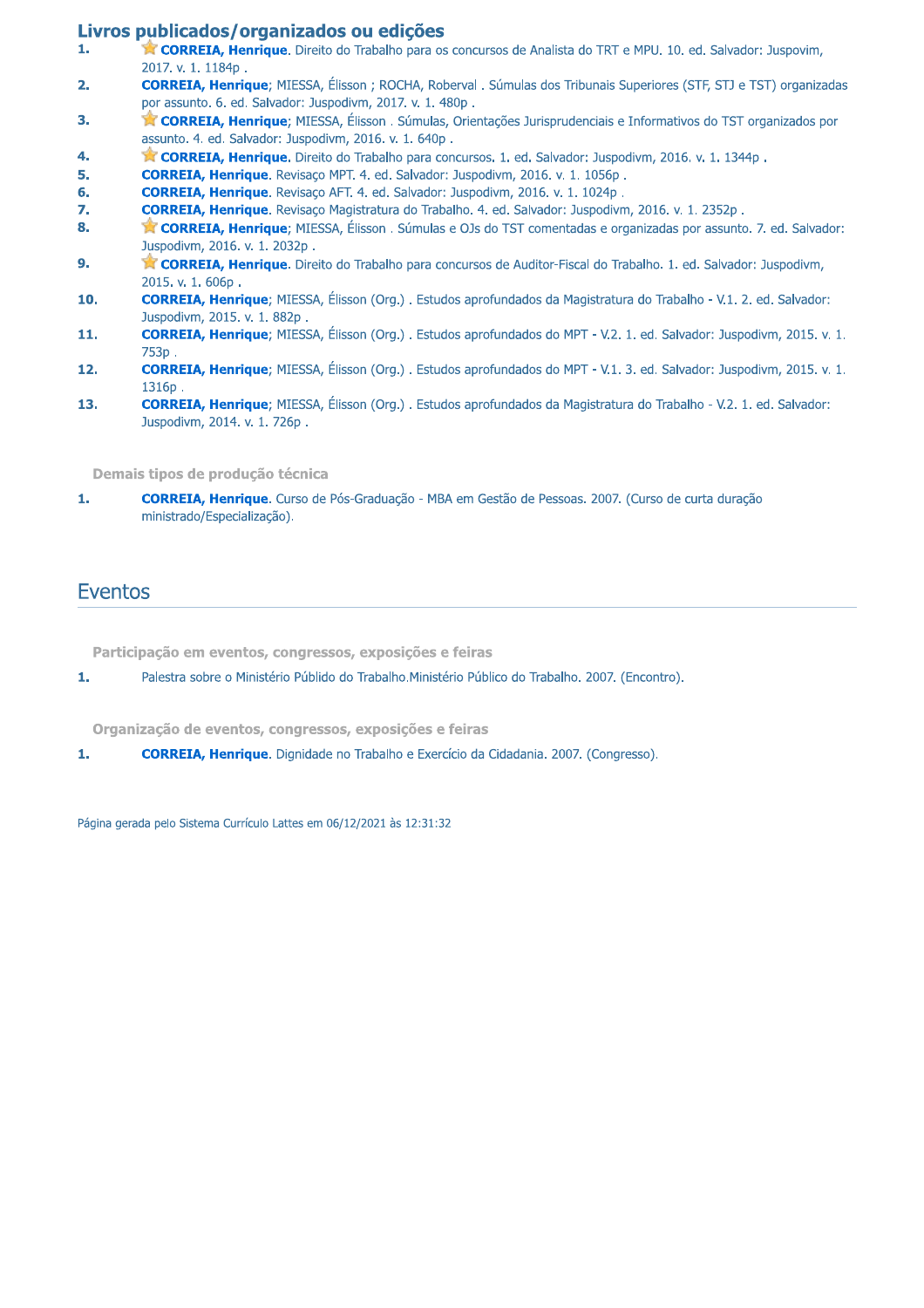### Livros publicados/organizados ou edições

1. ⭐ **CORREIA, Henrique**. Direito do Trabalho para os concursos de Analista do TRT e MPU. 10. ed. Salvador: Juspovim, 2017. v. 1. 1184p .
2. **CORREIA, Henrique**; MIESSA, Élisson ; ROCHA, Roberval . Súmulas dos Tribunais Superiores (STF, STJ e TST) organizadas por assunto. 6. ed. Salvador: Juspodivm, 2017. v. 1. 480p .
3. ⭐ **CORREIA, Henrique**; MIESSA, Élisson . Súmulas, Orientações Jurisprudenciais e Informativos do TST organizados por assunto. 4. ed. Salvador: Juspodivm, 2016. v. 1. 640p .
4. ⭐ **CORREIA, Henrique**. Direito do Trabalho para concursos. 1. ed. Salvador: Juspodivm, 2016. v. 1. 1344p .
5. **CORREIA, Henrique**. Revisaço MPT. 4. ed. Salvador: Juspodivm, 2016. v. 1. 1056p .
6. **CORREIA, Henrique**. Revisaço AFT. 4. ed. Salvador: Juspodivm, 2016. v. 1. 1024p .
7. **CORREIA, Henrique**. Revisaço Magistratura do Trabalho. 4. ed. Salvador: Juspodivm, 2016. v. 1. 2352p .
8. ⭐ **CORREIA, Henrique**; MIESSA, Élisson . Súmulas e OJs do TST comentadas e organizadas por assunto. 7. ed. Salvador: Juspodivm, 2016. v. 1. 2032p .
9. ⭐ **CORREIA, Henrique**. Direito do Trabalho para concursos de Auditor-Fiscal do Trabalho. 1. ed. Salvador: Juspodivm, 2015. v. 1. 606p .
10. **CORREIA, Henrique**; MIESSA, Élisson (Org.) . Estudos aprofundados da Magistratura do Trabalho - V.1. 2. ed. Salvador: Juspodivm, 2015. v. 1. 882p .
11. **CORREIA, Henrique**; MIESSA, Élisson (Org.) . Estudos aprofundados do MPT - V.2. 1. ed. Salvador: Juspodivm, 2015. v. 1. 753p .
12. **CORREIA, Henrique**; MIESSA, Élisson (Org.) . Estudos aprofundados do MPT - V.1. 3. ed. Salvador: Juspodivm, 2015. v. 1. 1316p .
13. **CORREIA, Henrique**; MIESSA, Élisson (Org.) . Estudos aprofundados da Magistratura do Trabalho - V.2. 1. ed. Salvador: Juspodivm, 2014. v. 1. 726p .

#### Demais tipos de produção técnica

1. **CORREIA, Henrique**. Curso de Pós-Graduação - MBA em Gestão de Pessoas. 2007. (Curso de curta duração ministrado/Especialização).

## Eventos

#### Participação em eventos, congressos, exposições e feiras

1. Palestra sobre o Ministério Públido do Trabalho.Ministério Público do Trabalho. 2007. (Encontro).

#### Organização de eventos, congressos, exposições e feiras

1. **CORREIA, Henrique**. Dignidade no Trabalho e Exercício da Cidadania. 2007. (Congresso).

Página gerada pelo Sistema Currículo Lattes em 06/12/2021 às 12:31:32